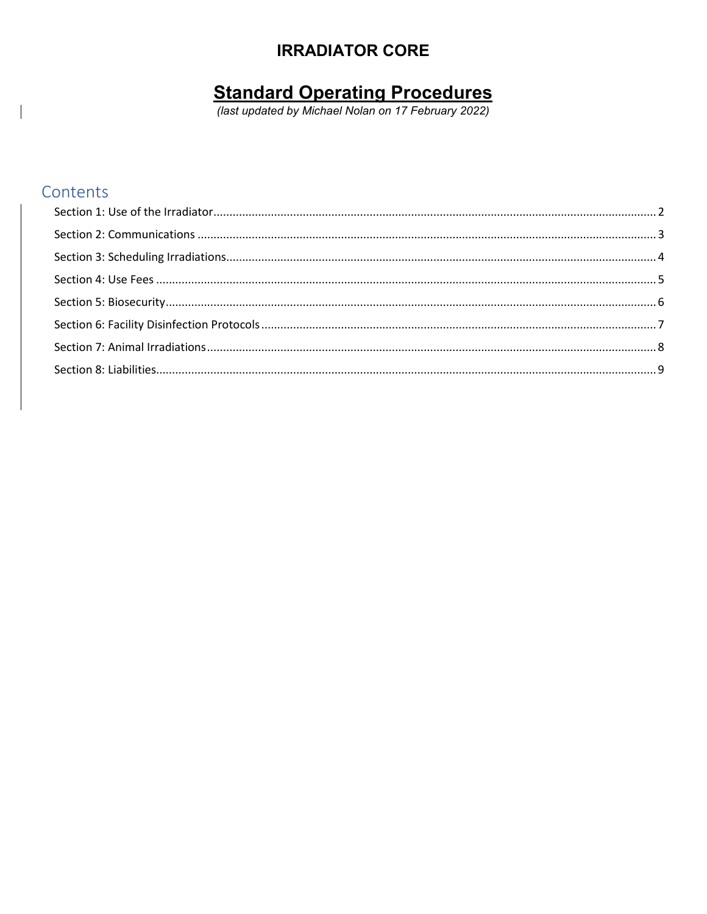# IRRADIATOR CORE

## Standard Operating Procedures

*(last updated by Michael Nolan on 17 February 2022)*

## Contents

Section 1: Use of the Irradiator ........ 2

Section 2: Communications ........ 3

Section 3: Scheduling Irradiations ........ 4

Section 4: Use Fees ........ 5

Section 5: Biosecurity ........ 6

Section 6: Facility Disinfection Protocols ........ 7

Section 7: Animal Irradiations ........ 8

Section 8: Liabilities ........ 9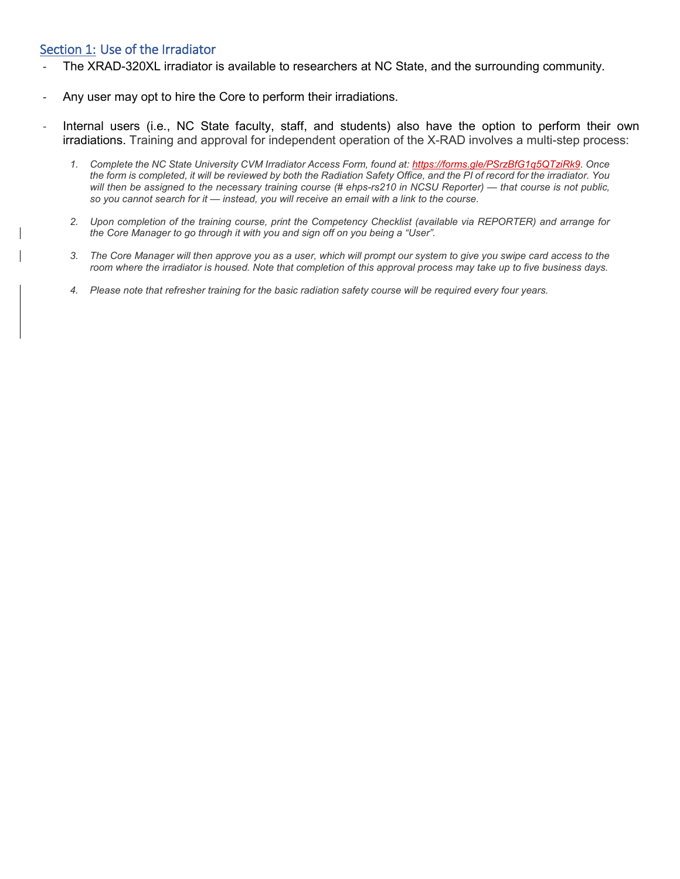## Section 1: Use of the Irradiator

- The XRAD-320XL irradiator is available to researchers at NC State, and the surrounding community.

- Any user may opt to hire the Core to perform their irradiations.

- Internal users (i.e., NC State faculty, staff, and students) also have the option to perform their own irradiations. Training and approval for independent operation of the X-RAD involves a multi-step process:

    1. *Complete the NC State University CVM Irradiator Access Form, found at: [https://forms.gle/PSrzBfG1q5QTziRk9](https://forms.gle/PSrzBfG1q5QTziRk9). Once the form is completed, it will be reviewed by both the Radiation Safety Office, and the PI of record for the irradiator. You will then be assigned to the necessary training course (# ehps-rs210 in NCSU Reporter) — that course is not public, so you cannot search for it — instead, you will receive an email with a link to the course.*

    2. *Upon completion of the training course, print the Competency Checklist (available via REPORTER) and arrange for the Core Manager to go through it with you and sign off on you being a "User".*

    3. *The Core Manager will then approve you as a user, which will prompt our system to give you swipe card access to the room where the irradiator is housed. Note that completion of this approval process may take up to five business days.*

    4. *Please note that refresher training for the basic radiation safety course will be required every four years.*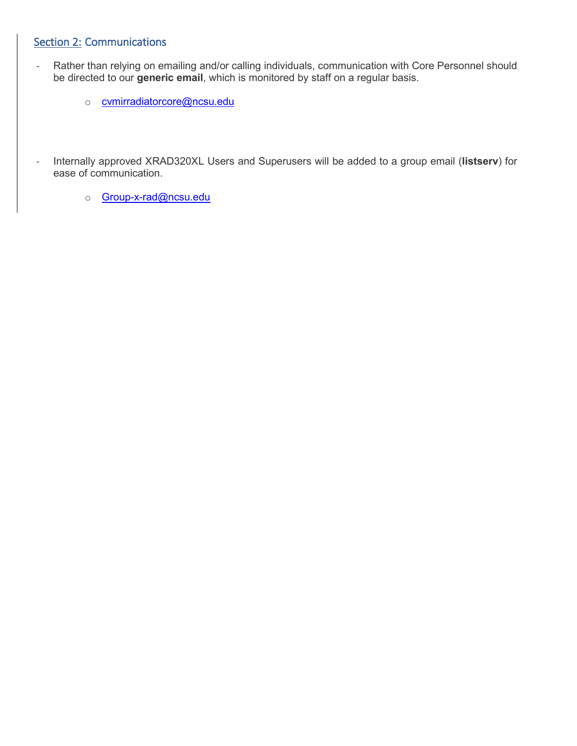## Section 2: Communications

- Rather than relying on emailing and/or calling individuals, communication with Core Personnel should be directed to our **generic email**, which is monitored by staff on a regular basis.

  - cvmirradiatorcore@ncsu.edu

- Internally approved XRAD320XL Users and Superusers will be added to a group email (**listserv**) for ease of communication.

  - Group-x-rad@ncsu.edu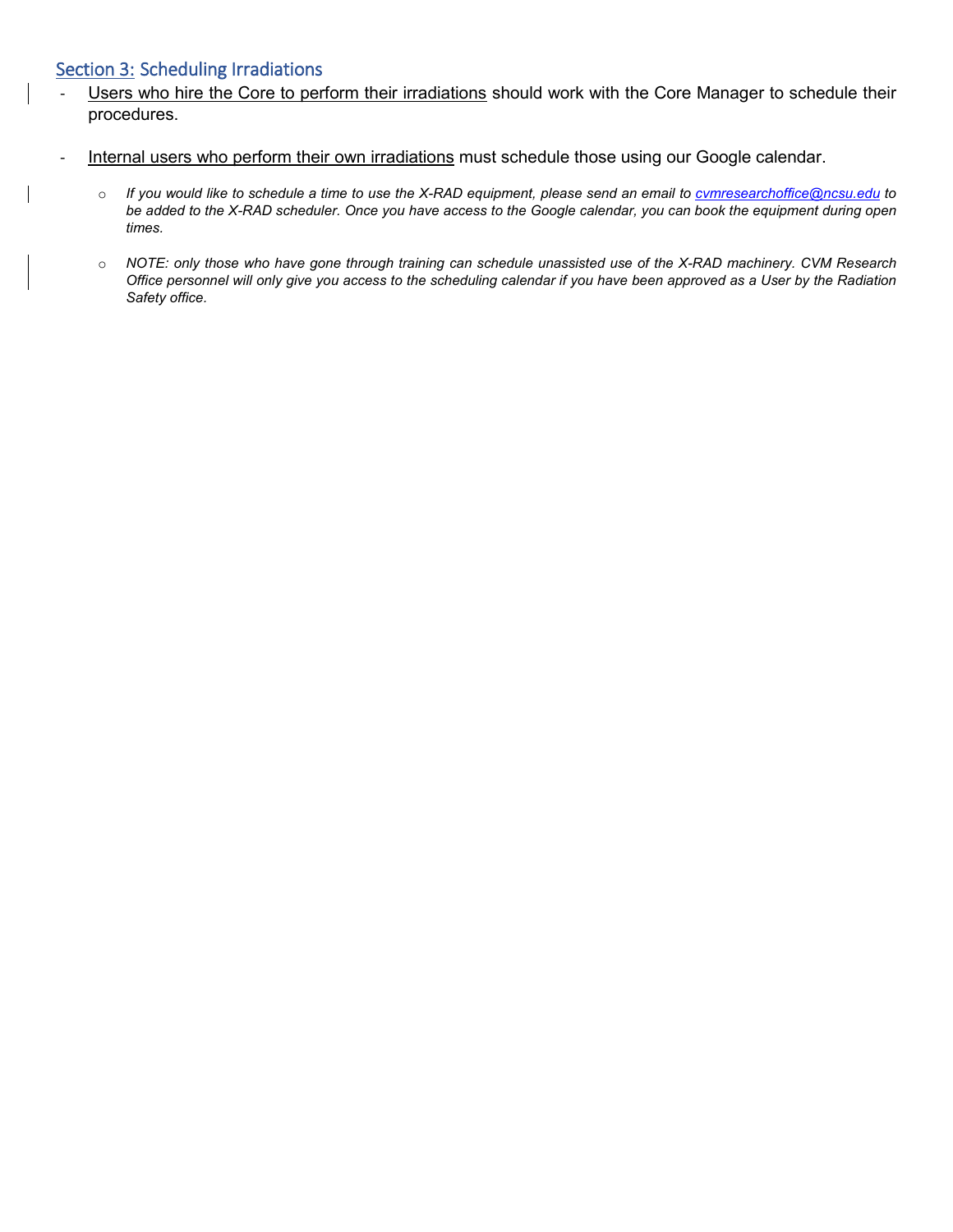## Section 3: Scheduling Irradiations

- Users who hire the Core to perform their irradiations should work with the Core Manager to schedule their procedures.

- Internal users who perform their own irradiations must schedule those using our Google calendar.

  - *If you would like to schedule a time to use the X-RAD equipment, please send an email to cvmresearchoffice@ncsu.edu to be added to the X-RAD scheduler. Once you have access to the Google calendar, you can book the equipment during open times.*

  - *NOTE: only those who have gone through training can schedule unassisted use of the X-RAD machinery. CVM Research Office personnel will only give you access to the scheduling calendar if you have been approved as a User by the Radiation Safety office.*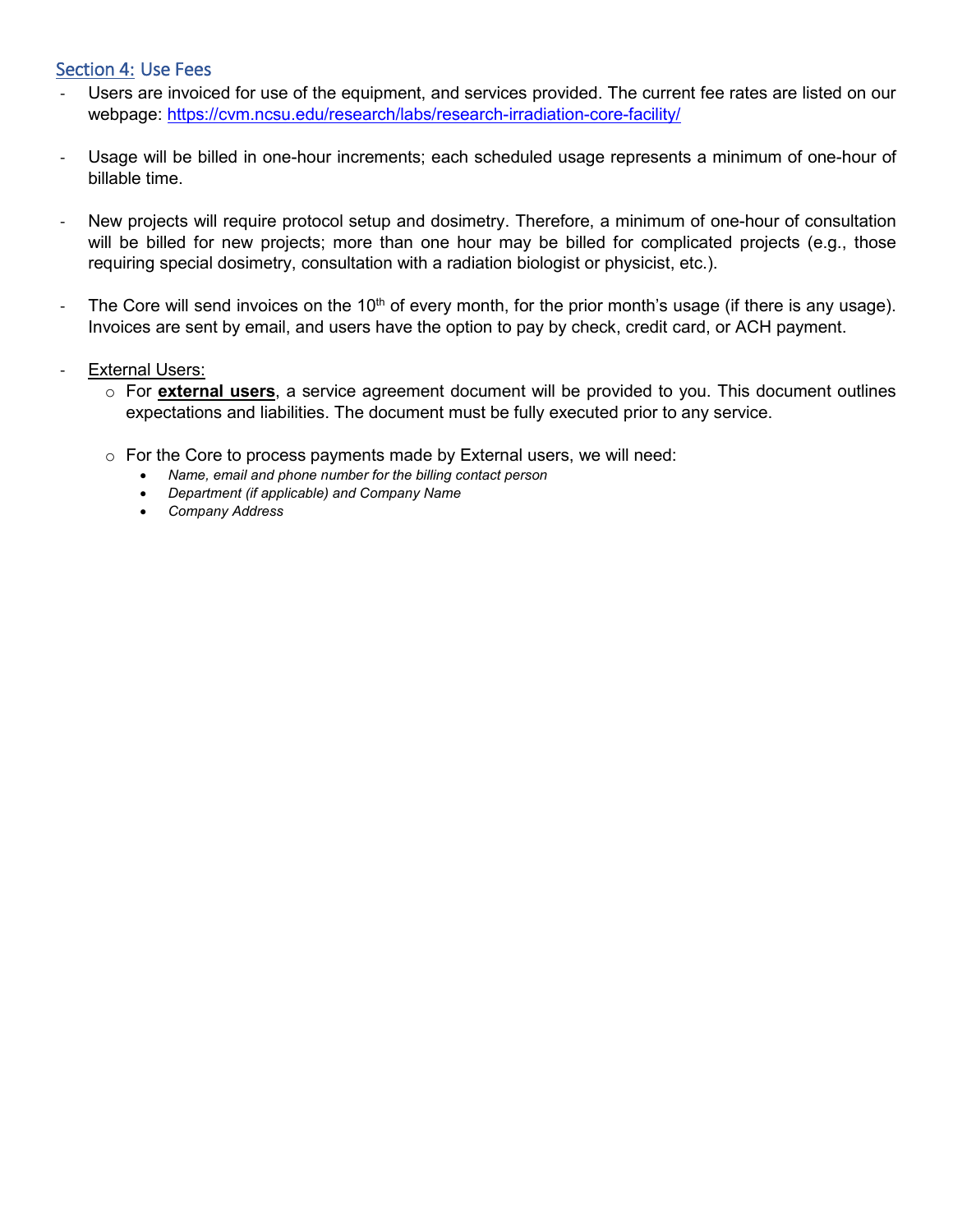## Section 4: Use Fees

- Users are invoiced for use of the equipment, and services provided. The current fee rates are listed on our webpage: [https://cvm.ncsu.edu/research/labs/research-irradiation-core-facility/](https://cvm.ncsu.edu/research/labs/research-irradiation-core-facility/)

- Usage will be billed in one-hour increments; each scheduled usage represents a minimum of one-hour of billable time.

- New projects will require protocol setup and dosimetry. Therefore, a minimum of one-hour of consultation will be billed for new projects; more than one hour may be billed for complicated projects (e.g., those requiring special dosimetry, consultation with a radiation biologist or physicist, etc.).

- The Core will send invoices on the 10th of every month, for the prior month's usage (if there is any usage). Invoices are sent by email, and users have the option to pay by check, credit card, or ACH payment.

- External Users:
  - For **external users**, a service agreement document will be provided to you. This document outlines expectations and liabilities. The document must be fully executed prior to any service.
  - For the Core to process payments made by External users, we will need:
    - *Name, email and phone number for the billing contact person*
    - *Department (if applicable) and Company Name*
    - *Company Address*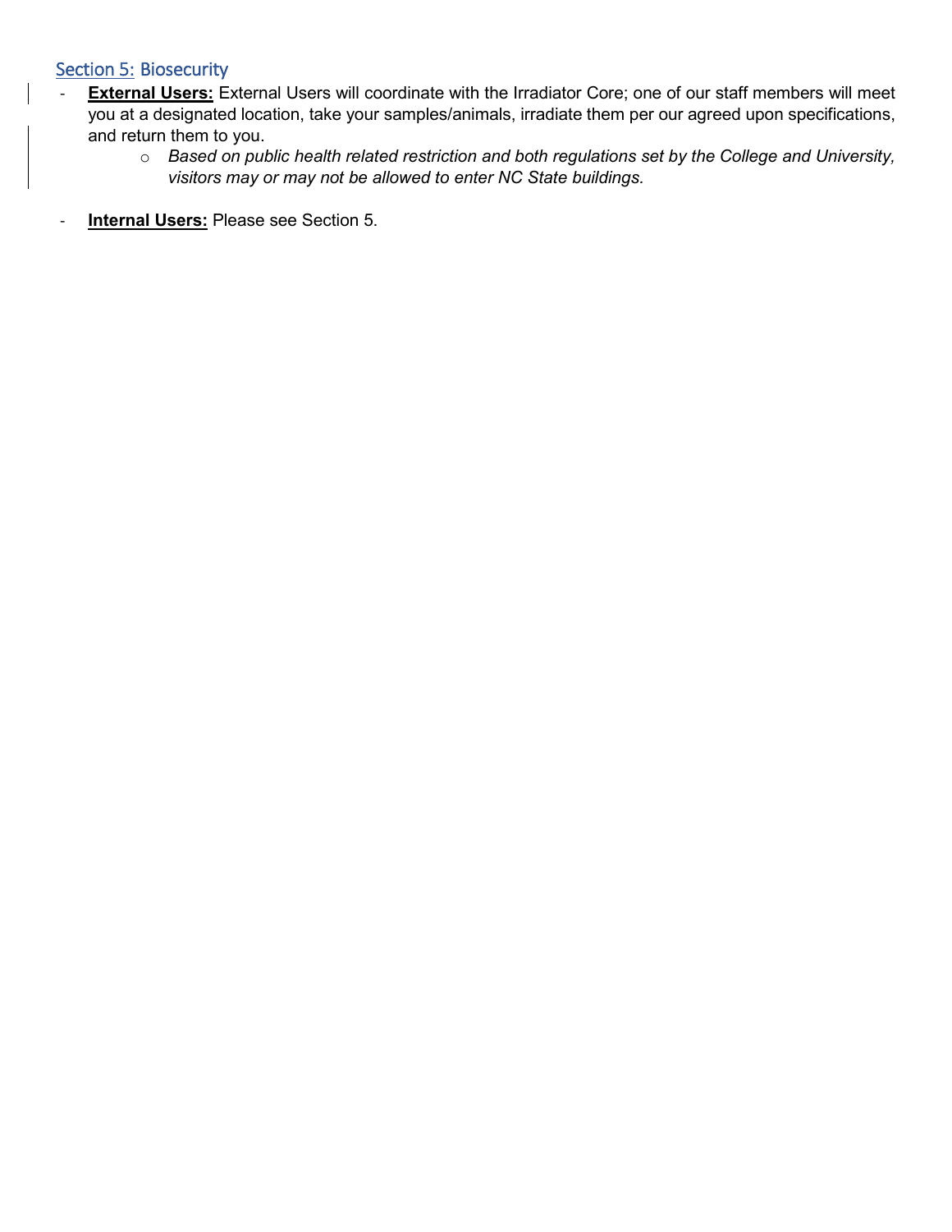## Section 5: Biosecurity

- **External Users:** External Users will coordinate with the Irradiator Core; one of our staff members will meet you at a designated location, take your samples/animals, irradiate them per our agreed upon specifications, and return them to you.
    - *Based on public health related restriction and both regulations set by the College and University, visitors may or may not be allowed to enter NC State buildings.*

- **Internal Users:** Please see Section 5.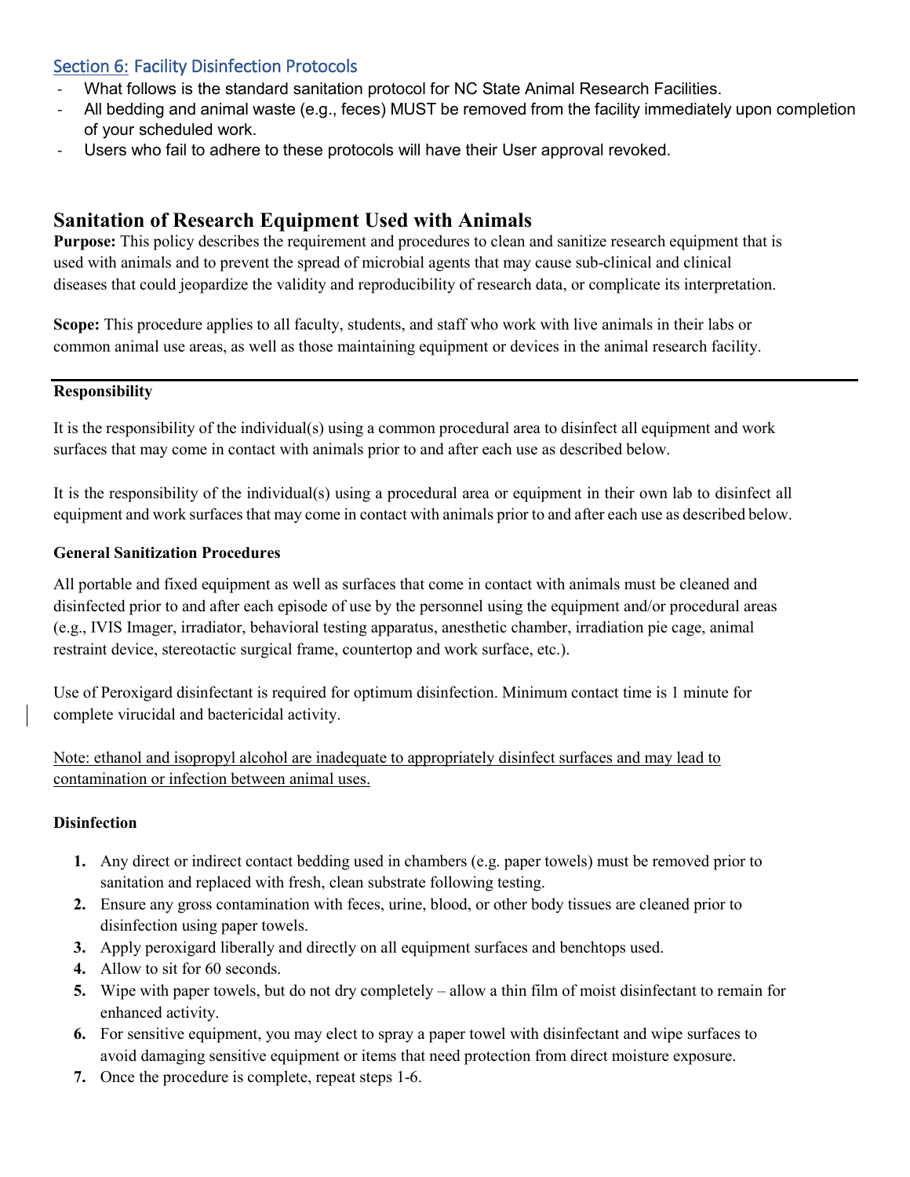## Section 6: Facility Disinfection Protocols

- What follows is the standard sanitation protocol for NC State Animal Research Facilities.
- All bedding and animal waste (e.g., feces) MUST be removed from the facility immediately upon completion of your scheduled work.
- Users who fail to adhere to these protocols will have their User approval revoked.

# Sanitation of Research Equipment Used with Animals

**Purpose:** This policy describes the requirement and procedures to clean and sanitize research equipment that is used with animals and to prevent the spread of microbial agents that may cause sub-clinical and clinical diseases that could jeopardize the validity and reproducibility of research data, or complicate its interpretation.

**Scope:** This procedure applies to all faculty, students, and staff who work with live animals in their labs or common animal use areas, as well as those maintaining equipment or devices in the animal research facility.

---

**Responsibility**

It is the responsibility of the individual(s) using a common procedural area to disinfect all equipment and work surfaces that may come in contact with animals prior to and after each use as described below.

It is the responsibility of the individual(s) using a procedural area or equipment in their own lab to disinfect all equipment and work surfaces that may come in contact with animals prior to and after each use as described below.

**General Sanitization Procedures**

All portable and fixed equipment as well as surfaces that come in contact with animals must be cleaned and disinfected prior to and after each episode of use by the personnel using the equipment and/or procedural areas (e.g., IVIS Imager, irradiator, behavioral testing apparatus, anesthetic chamber, irradiation pie cage, animal restraint device, stereotactic surgical frame, countertop and work surface, etc.).

Use of Peroxigard disinfectant is required for optimum disinfection. Minimum contact time is 1 minute for complete virucidal and bactericidal activity.

<u>Note: ethanol and isopropyl alcohol are inadequate to appropriately disinfect surfaces and may lead to contamination or infection between animal uses.</u>

**Disinfection**

1. Any direct or indirect contact bedding used in chambers (e.g. paper towels) must be removed prior to sanitation and replaced with fresh, clean substrate following testing.
2. Ensure any gross contamination with feces, urine, blood, or other body tissues are cleaned prior to disinfection using paper towels.
3. Apply peroxigard liberally and directly on all equipment surfaces and benchtops used.
4. Allow to sit for 60 seconds.
5. Wipe with paper towels, but do not dry completely – allow a thin film of moist disinfectant to remain for enhanced activity.
6. For sensitive equipment, you may elect to spray a paper towel with disinfectant and wipe surfaces to avoid damaging sensitive equipment or items that need protection from direct moisture exposure.
7. Once the procedure is complete, repeat steps 1-6.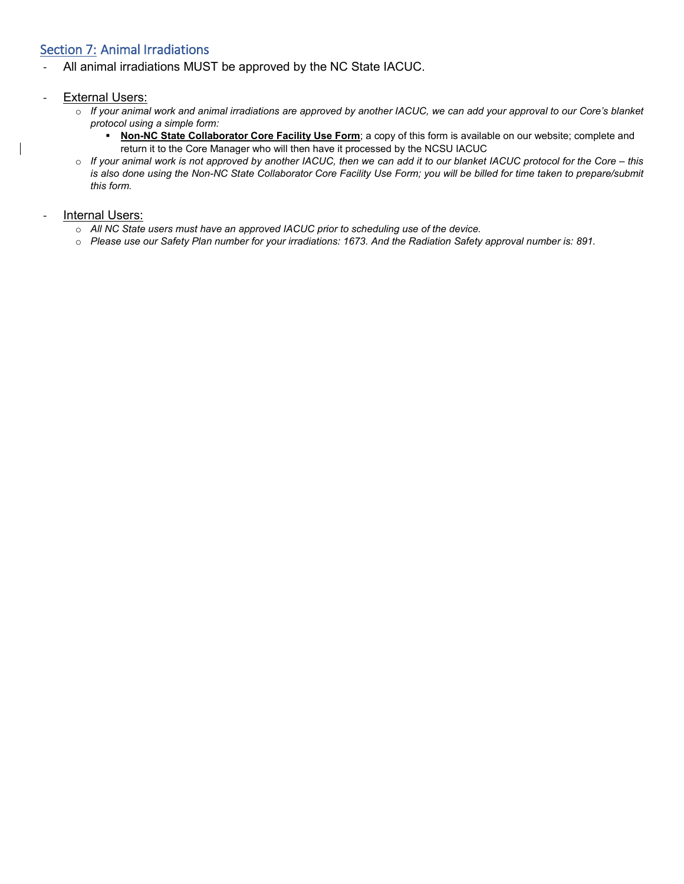## Section 7: Animal Irradiations

- All animal irradiations MUST be approved by the NC State IACUC.

- External Users:
  - *If your animal work and animal irradiations are approved by another IACUC, we can add your approval to our Core's blanket protocol using a simple form:*
    - **Non-NC State Collaborator Core Facility Use Form**; a copy of this form is available on our website; complete and return it to the Core Manager who will then have it processed by the NCSU IACUC
  - *If your animal work is not approved by another IACUC, then we can add it to our blanket IACUC protocol for the Core – this is also done using the Non-NC State Collaborator Core Facility Use Form; you will be billed for time taken to prepare/submit this form.*

- Internal Users:
  - *All NC State users must have an approved IACUC prior to scheduling use of the device.*
  - *Please use our Safety Plan number for your irradiations: 1673. And the Radiation Safety approval number is: 891.*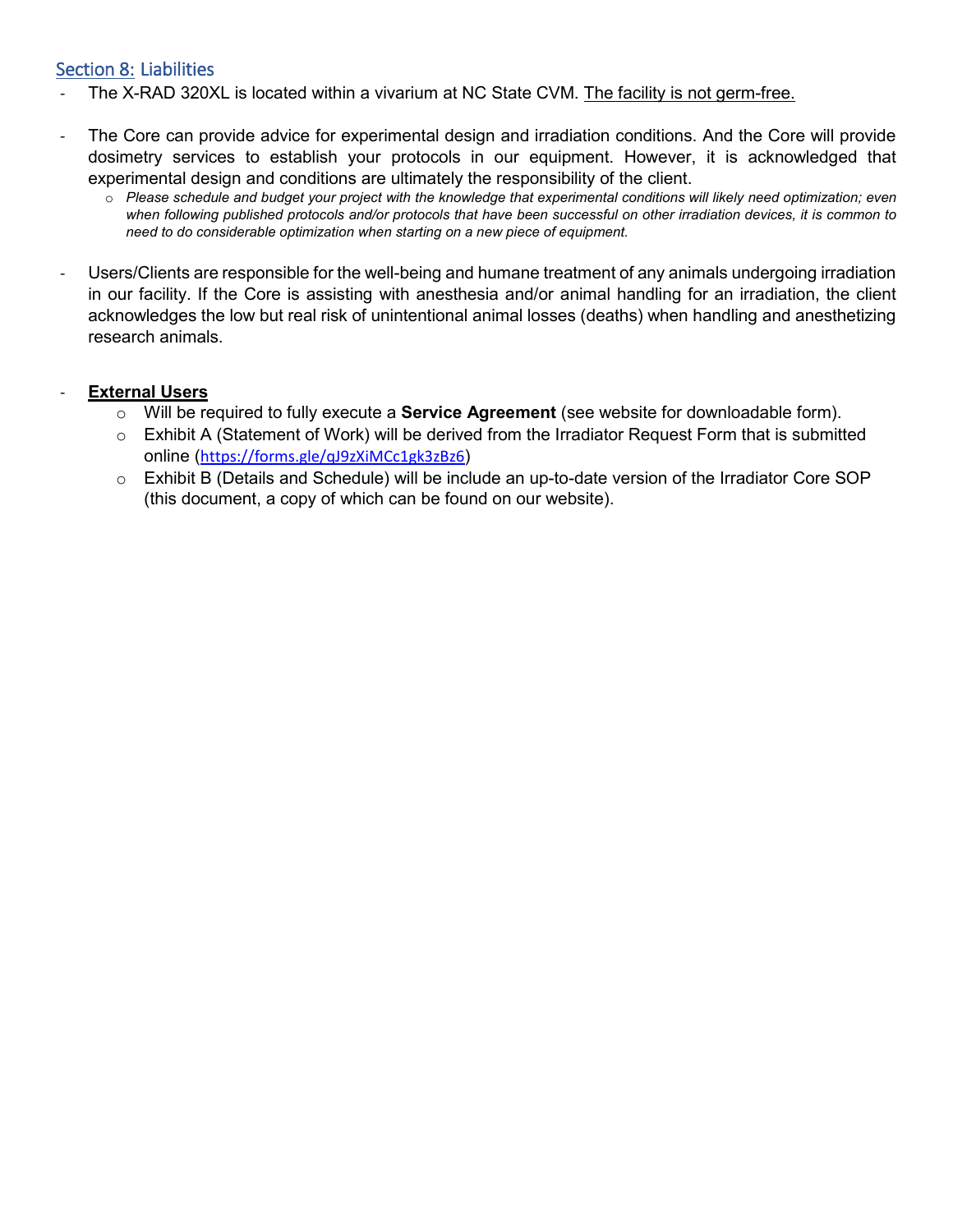## Section 8: Liabilities

- The X-RAD 320XL is located within a vivarium at NC State CVM. <u>The facility is not germ-free.</u>

- The Core can provide advice for experimental design and irradiation conditions. And the Core will provide dosimetry services to establish your protocols in our equipment. However, it is acknowledged that experimental design and conditions are ultimately the responsibility of the client.
  - *Please schedule and budget your project with the knowledge that experimental conditions will likely need optimization; even when following published protocols and/or protocols that have been successful on other irradiation devices, it is common to need to do considerable optimization when starting on a new piece of equipment.*

- Users/Clients are responsible for the well-being and humane treatment of any animals undergoing irradiation in our facility. If the Core is assisting with anesthesia and/or animal handling for an irradiation, the client acknowledges the low but real risk of unintentional animal losses (deaths) when handling and anesthetizing research animals.

- **<u>External Users</u>**
  - Will be required to fully execute a **Service Agreement** (see website for downloadable form).
  - Exhibit A (Statement of Work) will be derived from the Irradiator Request Form that is submitted online (https://forms.gle/qJ9zXiMCc1gk3zBz6)
  - Exhibit B (Details and Schedule) will be include an up-to-date version of the Irradiator Core SOP (this document, a copy of which can be found on our website).